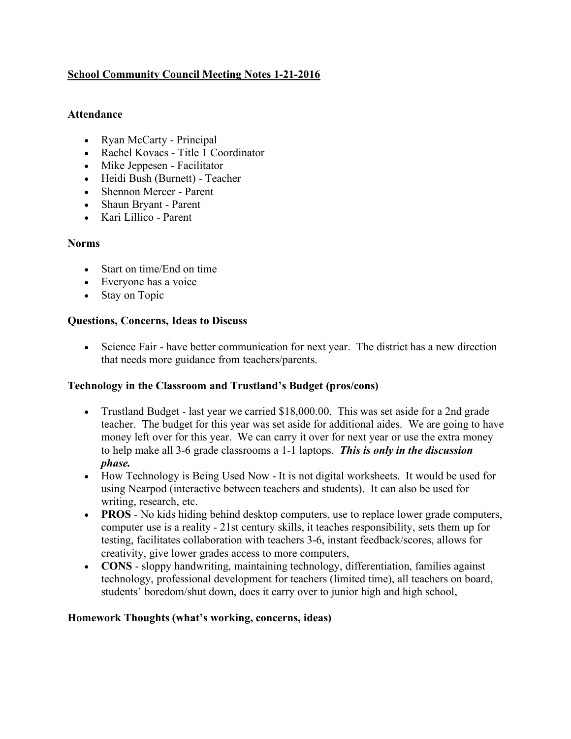# School Community Council Meeting Notes 1-21-2016

## Attendance

- Ryan McCarty - Principal
- Rachel Kovacs - Title 1 Coordinator
- Mike Jeppesen - Facilitator
- Heidi Bush (Burnett) - Teacher
- Shennon Mercer - Parent
- Shaun Bryant - Parent
- Kari Lillico - Parent

## Norms

- Start on time/End on time
- Everyone has a voice
- Stay on Topic

## Questions, Concerns, Ideas to Discuss

- Science Fair - have better communication for next year. The district has a new direction that needs more guidance from teachers/parents.

## Technology in the Classroom and Trustland's Budget (pros/cons)

- Trustland Budget - last year we carried $18,000.00. This was set aside for a 2nd grade teacher. The budget for this year was set aside for additional aides. We are going to have money left over for this year. We can carry it over for next year or use the extra money to help make all 3-6 grade classrooms a 1-1 laptops. ***This is only in the discussion phase.***
- How Technology is Being Used Now - It is not digital worksheets. It would be used for using Nearpod (interactive between teachers and students). It can also be used for writing, research, etc.
- **PROS** - No kids hiding behind desktop computers, use to replace lower grade computers, computer use is a reality - 21st century skills, it teaches responsibility, sets them up for testing, facilitates collaboration with teachers 3-6, instant feedback/scores, allows for creativity, give lower grades access to more computers,
- **CONS** - sloppy handwriting, maintaining technology, differentiation, families against technology, professional development for teachers (limited time), all teachers on board, students' boredom/shut down, does it carry over to junior high and high school,

## Homework Thoughts (what's working, concerns, ideas)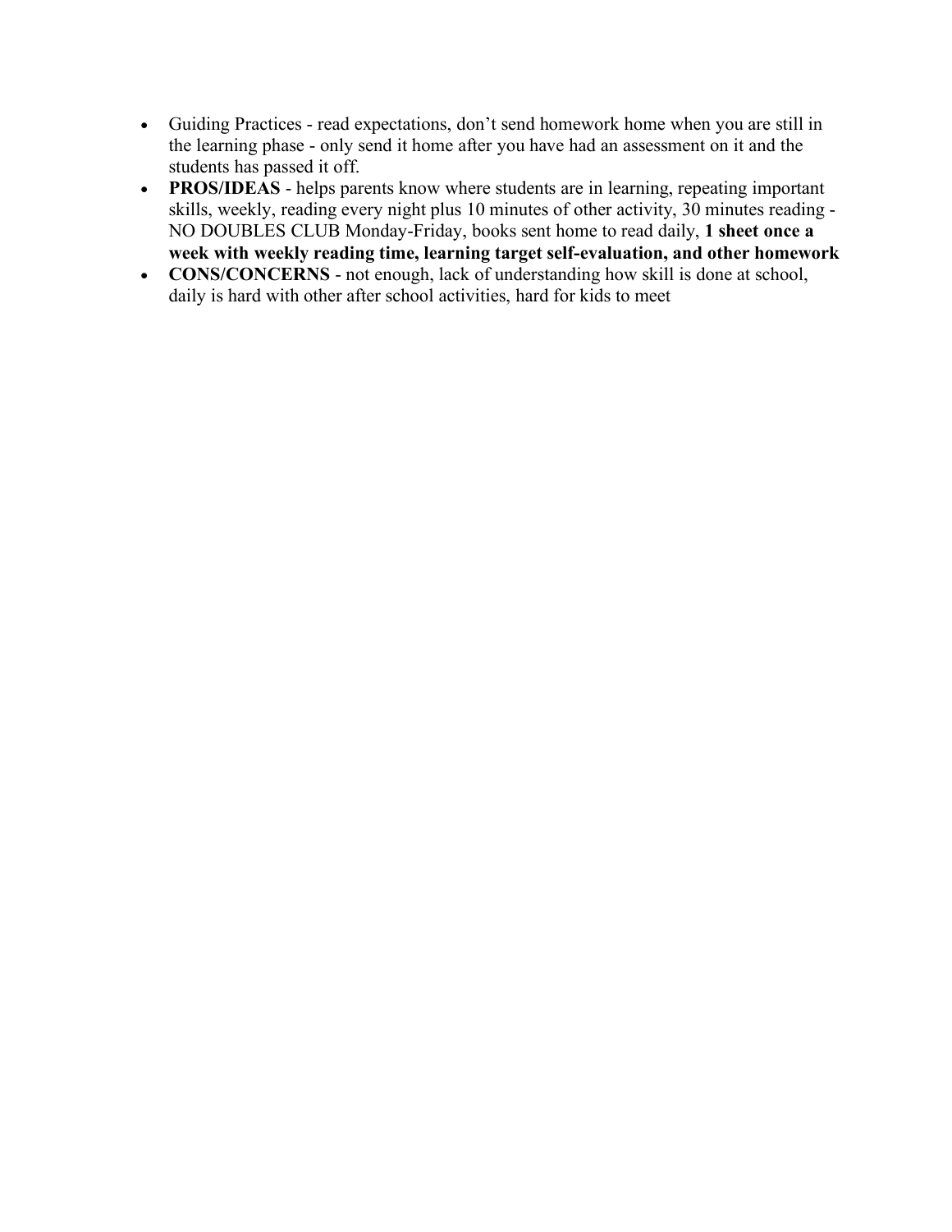- Guiding Practices - read expectations, don't send homework home when you are still in the learning phase - only send it home after you have had an assessment on it and the students has passed it off.
- **PROS/IDEAS** - helps parents know where students are in learning, repeating important skills, weekly, reading every night plus 10 minutes of other activity, 30 minutes reading - NO DOUBLES CLUB Monday-Friday, books sent home to read daily, **1 sheet once a week with weekly reading time, learning target self-evaluation, and other homework**
- **CONS/CONCERNS** - not enough, lack of understanding how skill is done at school, daily is hard with other after school activities, hard for kids to meet